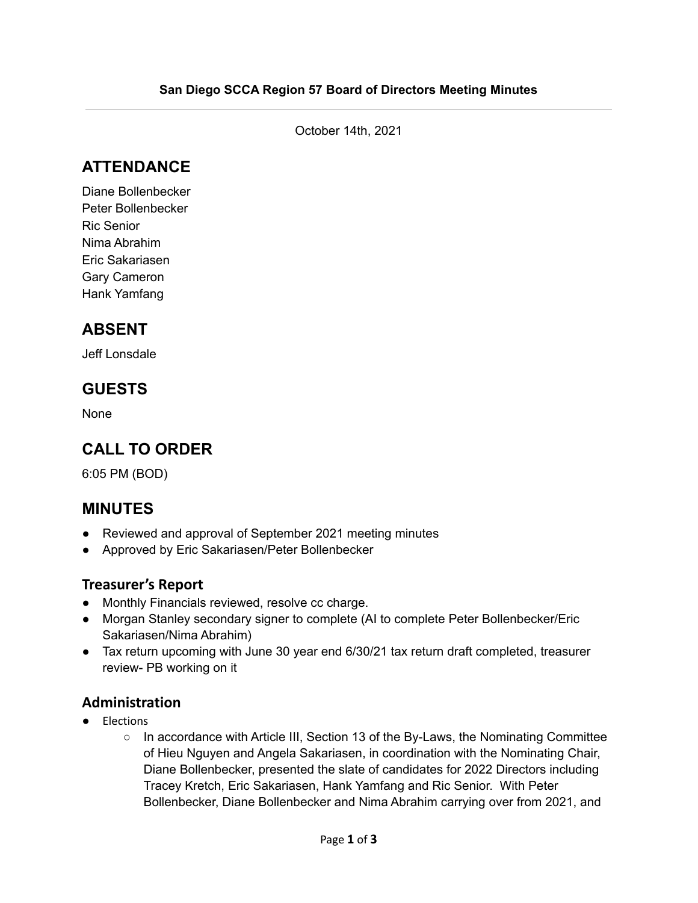**San Diego SCCA Region 57 Board of Directors Meeting Minutes**

---

October 14th, 2021

## ATTENDANCE

Diane Bollenbecker
Peter Bollenbecker
Ric Senior
Nima Abrahim
Eric Sakariasen
Gary Cameron
Hank Yamfang

## ABSENT

Jeff Lonsdale

## GUESTS

None

## CALL TO ORDER

6:05 PM (BOD)

## MINUTES

- Reviewed and approval of September 2021 meeting minutes
- Approved by Eric Sakariasen/Peter Bollenbecker

### Treasurer's Report

- Monthly Financials reviewed, resolve cc charge.
- Morgan Stanley secondary signer to complete (AI to complete Peter Bollenbecker/Eric Sakariasen/Nima Abrahim)
- Tax return upcoming with June 30 year end 6/30/21 tax return draft completed, treasurer review- PB working on it

### Administration

- Elections
  - In accordance with Article III, Section 13 of the By-Laws, the Nominating Committee of Hieu Nguyen and Angela Sakariasen, in coordination with the Nominating Chair, Diane Bollenbecker, presented the slate of candidates for 2022 Directors including Tracey Kretch, Eric Sakariasen, Hank Yamfang and Ric Senior. With Peter Bollenbecker, Diane Bollenbecker and Nima Abrahim carrying over from 2021, and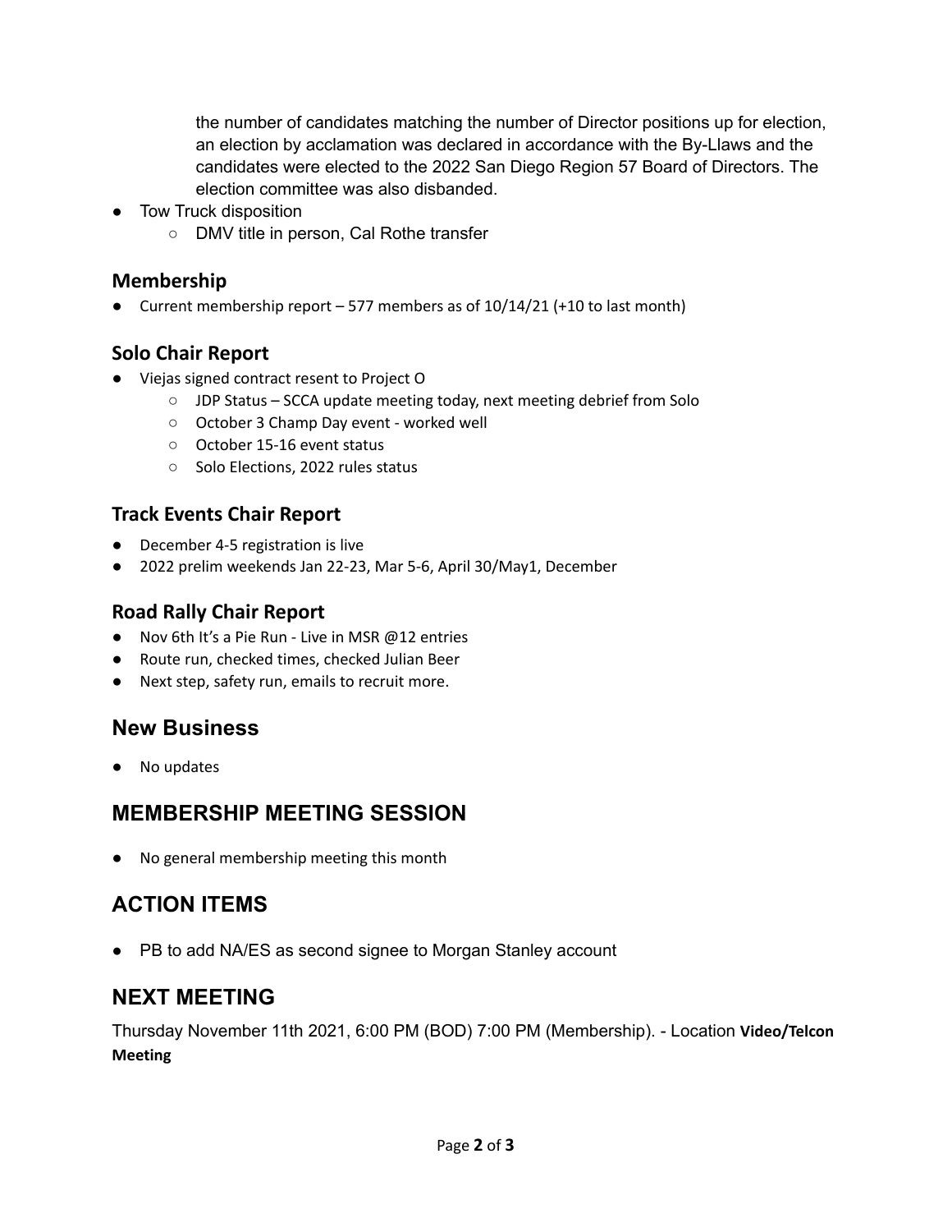the number of candidates matching the number of Director positions up for election, an election by acclamation was declared in accordance with the By-Llaws and the candidates were elected to the 2022 San Diego Region 57 Board of Directors. The election committee was also disbanded.

- Tow Truck disposition
  - DMV title in person, Cal Rothe transfer

### Membership

- Current membership report – 577 members as of 10/14/21 (+10 to last month)

### Solo Chair Report

- Viejas signed contract resent to Project O
  - JDP Status – SCCA update meeting today, next meeting debrief from Solo
  - October 3 Champ Day event - worked well
  - October 15-16 event status
  - Solo Elections, 2022 rules status

### Track Events Chair Report

- December 4-5 registration is live
- 2022 prelim weekends Jan 22-23, Mar 5-6, April 30/May1, December

### Road Rally Chair Report

- Nov 6th It's a Pie Run - Live in MSR @12 entries
- Route run, checked times, checked Julian Beer
- Next step, safety run, emails to recruit more.

## New Business

- No updates

## MEMBERSHIP MEETING SESSION

- No general membership meeting this month

## ACTION ITEMS

- PB to add NA/ES as second signee to Morgan Stanley account

## NEXT MEETING

Thursday November 11th 2021, 6:00 PM (BOD) 7:00 PM (Membership). - Location **Video/Telcon Meeting**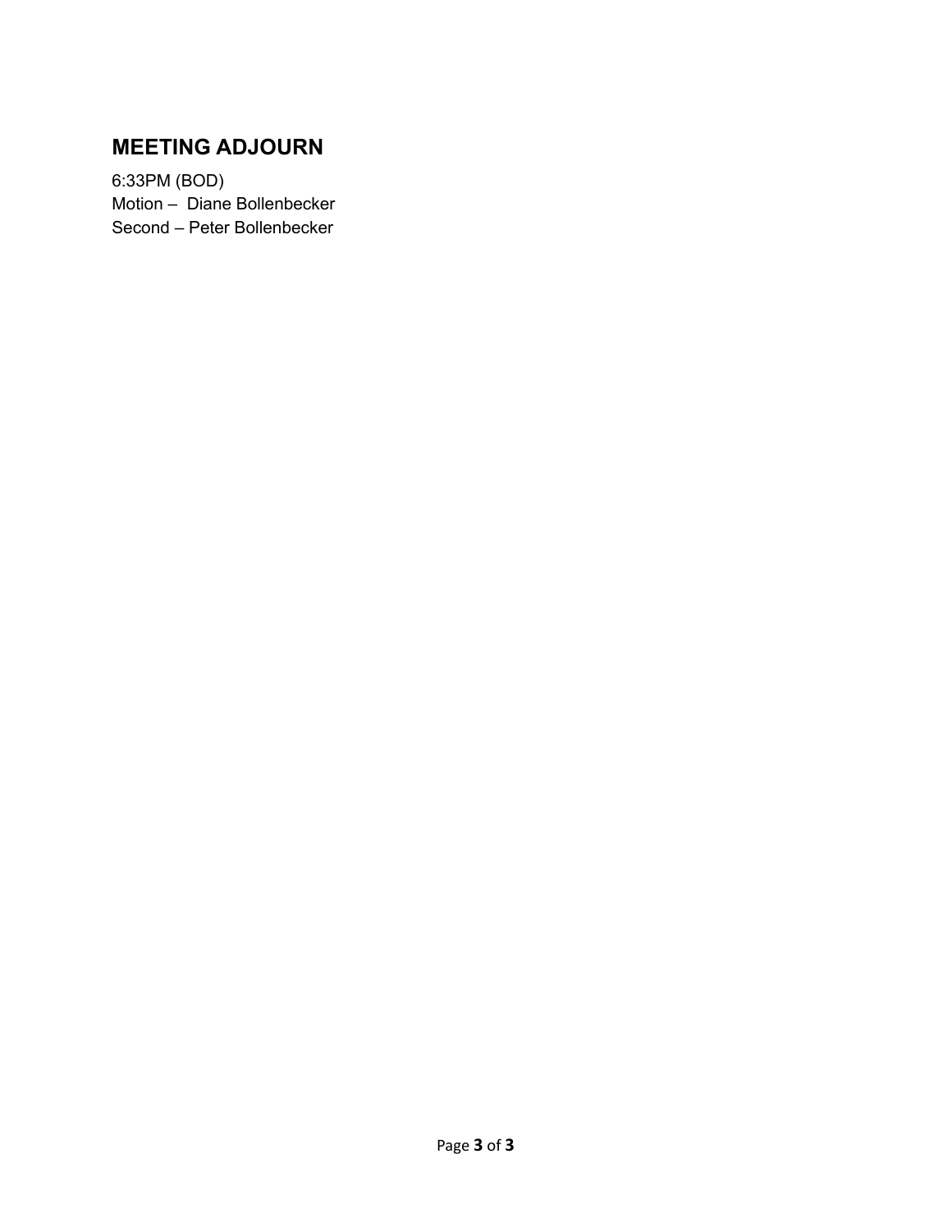## MEETING ADJOURN

6:33PM (BOD)
Motion – Diane Bollenbecker
Second – Peter Bollenbecker